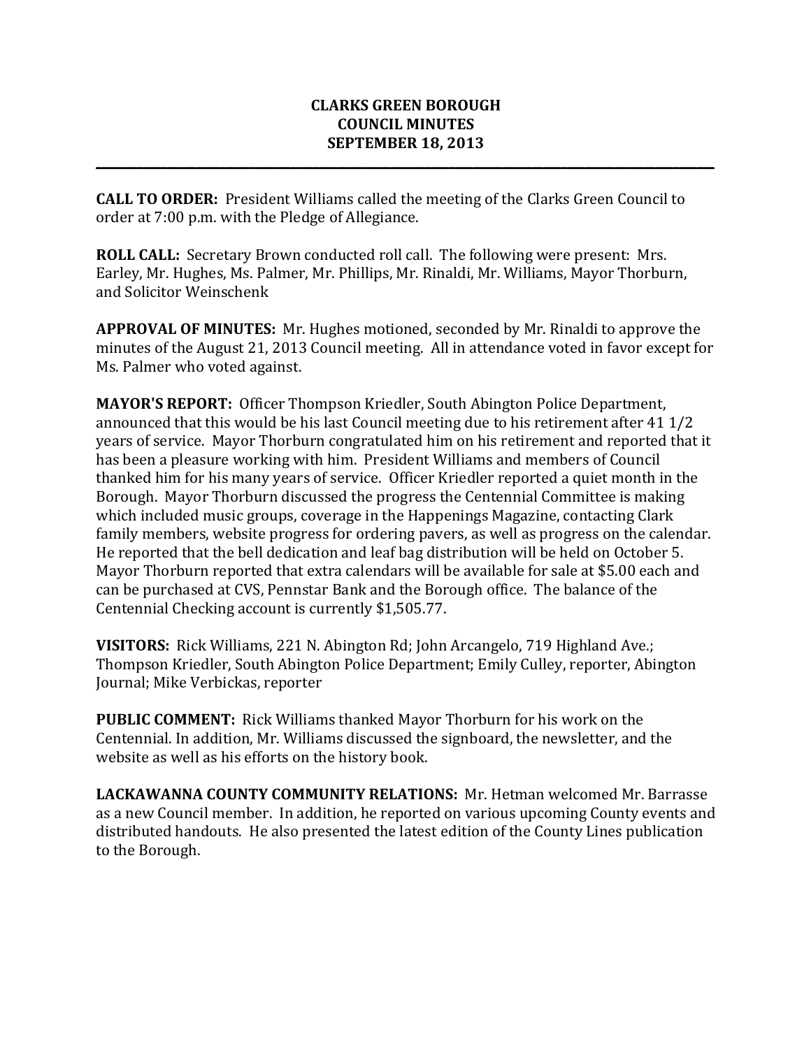# CLARKS GREEN BOROUGH
# COUNCIL MINUTES
# SEPTEMBER 18, 2013

---

**CALL TO ORDER:** President Williams called the meeting of the Clarks Green Council to order at 7:00 p.m. with the Pledge of Allegiance.

**ROLL CALL:** Secretary Brown conducted roll call. The following were present: Mrs. Earley, Mr. Hughes, Ms. Palmer, Mr. Phillips, Mr. Rinaldi, Mr. Williams, Mayor Thorburn, and Solicitor Weinschenk

**APPROVAL OF MINUTES:** Mr. Hughes motioned, seconded by Mr. Rinaldi to approve the minutes of the August 21, 2013 Council meeting. All in attendance voted in favor except for Ms. Palmer who voted against.

**MAYOR'S REPORT:** Officer Thompson Kriedler, South Abington Police Department, announced that this would be his last Council meeting due to his retirement after 41 1/2 years of service. Mayor Thorburn congratulated him on his retirement and reported that it has been a pleasure working with him. President Williams and members of Council thanked him for his many years of service. Officer Kriedler reported a quiet month in the Borough. Mayor Thorburn discussed the progress the Centennial Committee is making which included music groups, coverage in the Happenings Magazine, contacting Clark family members, website progress for ordering pavers, as well as progress on the calendar. He reported that the bell dedication and leaf bag distribution will be held on October 5. Mayor Thorburn reported that extra calendars will be available for sale at $5.00 each and can be purchased at CVS, Pennstar Bank and the Borough office. The balance of the Centennial Checking account is currently $1,505.77.

**VISITORS:** Rick Williams, 221 N. Abington Rd; John Arcangelo, 719 Highland Ave.; Thompson Kriedler, South Abington Police Department; Emily Culley, reporter, Abington Journal; Mike Verbickas, reporter

**PUBLIC COMMENT:** Rick Williams thanked Mayor Thorburn for his work on the Centennial. In addition, Mr. Williams discussed the signboard, the newsletter, and the website as well as his efforts on the history book.

**LACKAWANNA COUNTY COMMUNITY RELATIONS:** Mr. Hetman welcomed Mr. Barrasse as a new Council member. In addition, he reported on various upcoming County events and distributed handouts. He also presented the latest edition of the County Lines publication to the Borough.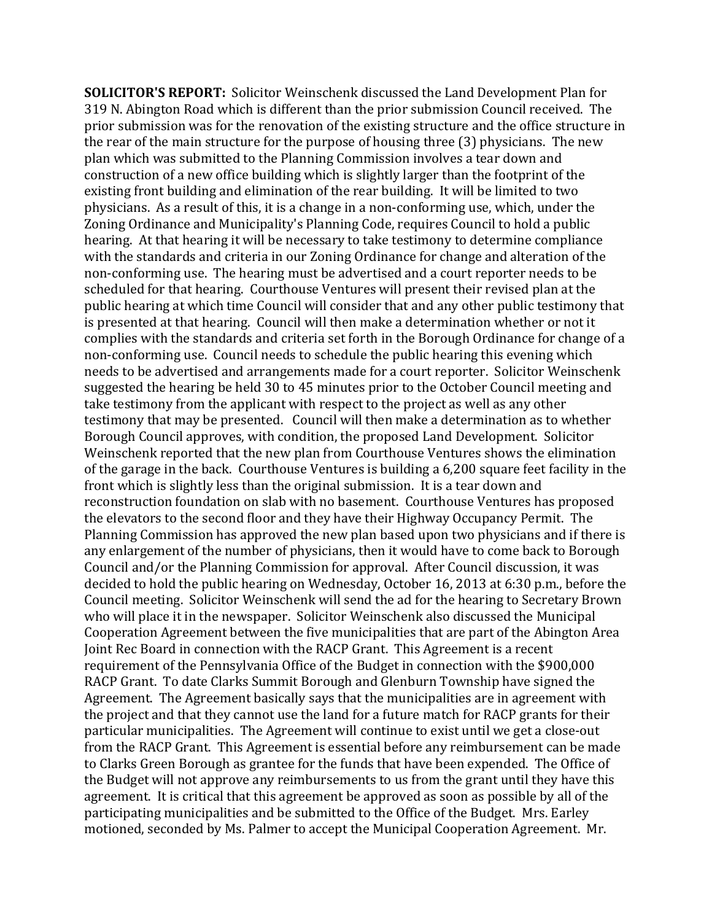**SOLICITOR'S REPORT:** Solicitor Weinschenk discussed the Land Development Plan for 319 N. Abington Road which is different than the prior submission Council received. The prior submission was for the renovation of the existing structure and the office structure in the rear of the main structure for the purpose of housing three (3) physicians. The new plan which was submitted to the Planning Commission involves a tear down and construction of a new office building which is slightly larger than the footprint of the existing front building and elimination of the rear building. It will be limited to two physicians. As a result of this, it is a change in a non-conforming use, which, under the Zoning Ordinance and Municipality's Planning Code, requires Council to hold a public hearing. At that hearing it will be necessary to take testimony to determine compliance with the standards and criteria in our Zoning Ordinance for change and alteration of the non-conforming use. The hearing must be advertised and a court reporter needs to be scheduled for that hearing. Courthouse Ventures will present their revised plan at the public hearing at which time Council will consider that and any other public testimony that is presented at that hearing. Council will then make a determination whether or not it complies with the standards and criteria set forth in the Borough Ordinance for change of a non-conforming use. Council needs to schedule the public hearing this evening which needs to be advertised and arrangements made for a court reporter. Solicitor Weinschenk suggested the hearing be held 30 to 45 minutes prior to the October Council meeting and take testimony from the applicant with respect to the project as well as any other testimony that may be presented. Council will then make a determination as to whether Borough Council approves, with condition, the proposed Land Development. Solicitor Weinschenk reported that the new plan from Courthouse Ventures shows the elimination of the garage in the back. Courthouse Ventures is building a 6,200 square feet facility in the front which is slightly less than the original submission. It is a tear down and reconstruction foundation on slab with no basement. Courthouse Ventures has proposed the elevators to the second floor and they have their Highway Occupancy Permit. The Planning Commission has approved the new plan based upon two physicians and if there is any enlargement of the number of physicians, then it would have to come back to Borough Council and/or the Planning Commission for approval. After Council discussion, it was decided to hold the public hearing on Wednesday, October 16, 2013 at 6:30 p.m., before the Council meeting. Solicitor Weinschenk will send the ad for the hearing to Secretary Brown who will place it in the newspaper. Solicitor Weinschenk also discussed the Municipal Cooperation Agreement between the five municipalities that are part of the Abington Area Joint Rec Board in connection with the RACP Grant. This Agreement is a recent requirement of the Pennsylvania Office of the Budget in connection with the $900,000 RACP Grant. To date Clarks Summit Borough and Glenburn Township have signed the Agreement. The Agreement basically says that the municipalities are in agreement with the project and that they cannot use the land for a future match for RACP grants for their particular municipalities. The Agreement will continue to exist until we get a close-out from the RACP Grant. This Agreement is essential before any reimbursement can be made to Clarks Green Borough as grantee for the funds that have been expended. The Office of the Budget will not approve any reimbursements to us from the grant until they have this agreement. It is critical that this agreement be approved as soon as possible by all of the participating municipalities and be submitted to the Office of the Budget. Mrs. Earley motioned, seconded by Ms. Palmer to accept the Municipal Cooperation Agreement. Mr.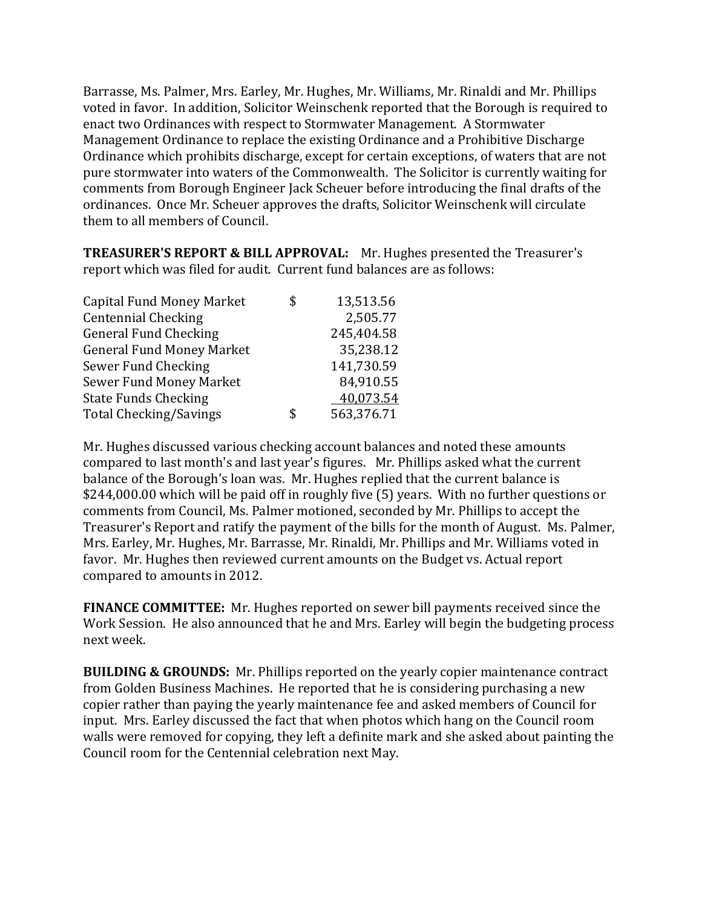Barrasse, Ms. Palmer, Mrs. Earley, Mr. Hughes, Mr. Williams, Mr. Rinaldi and Mr. Phillips voted in favor. In addition, Solicitor Weinschenk reported that the Borough is required to enact two Ordinances with respect to Stormwater Management. A Stormwater Management Ordinance to replace the existing Ordinance and a Prohibitive Discharge Ordinance which prohibits discharge, except for certain exceptions, of waters that are not pure stormwater into waters of the Commonwealth. The Solicitor is currently waiting for comments from Borough Engineer Jack Scheuer before introducing the final drafts of the ordinances. Once Mr. Scheuer approves the drafts, Solicitor Weinschenk will circulate them to all members of Council.

**TREASURER'S REPORT & BILL APPROVAL:** Mr. Hughes presented the Treasurer's report which was filed for audit. Current fund balances are as follows:

| Account | | Balance |
|---|---|---|
| Capital Fund Money Market | $ | 13,513.56 |
| Centennial Checking | | 2,505.77 |
| General Fund Checking | | 245,404.58 |
| General Fund Money Market | | 35,238.12 |
| Sewer Fund Checking | | 141,730.59 |
| Sewer Fund Money Market | | 84,910.55 |
| State Funds Checking | | 40,073.54 |
| Total Checking/Savings | $ | 563,376.71 |

Mr. Hughes discussed various checking account balances and noted these amounts compared to last month's and last year's figures. Mr. Phillips asked what the current balance of the Borough's loan was. Mr. Hughes replied that the current balance is $244,000.00 which will be paid off in roughly five (5) years. With no further questions or comments from Council, Ms. Palmer motioned, seconded by Mr. Phillips to accept the Treasurer's Report and ratify the payment of the bills for the month of August. Ms. Palmer, Mrs. Earley, Mr. Hughes, Mr. Barrasse, Mr. Rinaldi, Mr. Phillips and Mr. Williams voted in favor. Mr. Hughes then reviewed current amounts on the Budget vs. Actual report compared to amounts in 2012.

**FINANCE COMMITTEE:** Mr. Hughes reported on sewer bill payments received since the Work Session. He also announced that he and Mrs. Earley will begin the budgeting process next week.

**BUILDING & GROUNDS:** Mr. Phillips reported on the yearly copier maintenance contract from Golden Business Machines. He reported that he is considering purchasing a new copier rather than paying the yearly maintenance fee and asked members of Council for input. Mrs. Earley discussed the fact that when photos which hang on the Council room walls were removed for copying, they left a definite mark and she asked about painting the Council room for the Centennial celebration next May.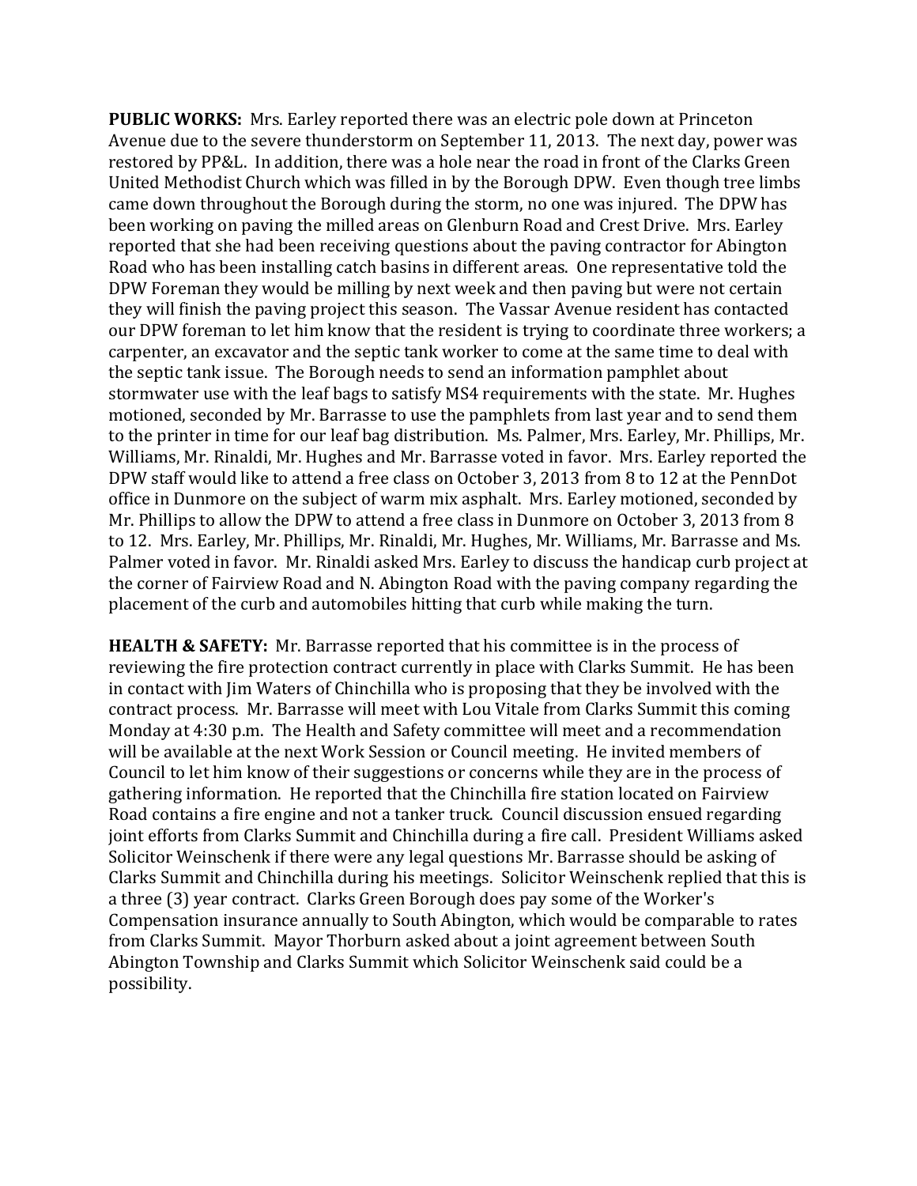**PUBLIC WORKS:** Mrs. Earley reported there was an electric pole down at Princeton Avenue due to the severe thunderstorm on September 11, 2013. The next day, power was restored by PP&L. In addition, there was a hole near the road in front of the Clarks Green United Methodist Church which was filled in by the Borough DPW. Even though tree limbs came down throughout the Borough during the storm, no one was injured. The DPW has been working on paving the milled areas on Glenburn Road and Crest Drive. Mrs. Earley reported that she had been receiving questions about the paving contractor for Abington Road who has been installing catch basins in different areas. One representative told the DPW Foreman they would be milling by next week and then paving but were not certain they will finish the paving project this season. The Vassar Avenue resident has contacted our DPW foreman to let him know that the resident is trying to coordinate three workers; a carpenter, an excavator and the septic tank worker to come at the same time to deal with the septic tank issue. The Borough needs to send an information pamphlet about stormwater use with the leaf bags to satisfy MS4 requirements with the state. Mr. Hughes motioned, seconded by Mr. Barrasse to use the pamphlets from last year and to send them to the printer in time for our leaf bag distribution. Ms. Palmer, Mrs. Earley, Mr. Phillips, Mr. Williams, Mr. Rinaldi, Mr. Hughes and Mr. Barrasse voted in favor. Mrs. Earley reported the DPW staff would like to attend a free class on October 3, 2013 from 8 to 12 at the PennDot office in Dunmore on the subject of warm mix asphalt. Mrs. Earley motioned, seconded by Mr. Phillips to allow the DPW to attend a free class in Dunmore on October 3, 2013 from 8 to 12. Mrs. Earley, Mr. Phillips, Mr. Rinaldi, Mr. Hughes, Mr. Williams, Mr. Barrasse and Ms. Palmer voted in favor. Mr. Rinaldi asked Mrs. Earley to discuss the handicap curb project at the corner of Fairview Road and N. Abington Road with the paving company regarding the placement of the curb and automobiles hitting that curb while making the turn.

**HEALTH & SAFETY:** Mr. Barrasse reported that his committee is in the process of reviewing the fire protection contract currently in place with Clarks Summit. He has been in contact with Jim Waters of Chinchilla who is proposing that they be involved with the contract process. Mr. Barrasse will meet with Lou Vitale from Clarks Summit this coming Monday at 4:30 p.m. The Health and Safety committee will meet and a recommendation will be available at the next Work Session or Council meeting. He invited members of Council to let him know of their suggestions or concerns while they are in the process of gathering information. He reported that the Chinchilla fire station located on Fairview Road contains a fire engine and not a tanker truck. Council discussion ensued regarding joint efforts from Clarks Summit and Chinchilla during a fire call. President Williams asked Solicitor Weinschenk if there were any legal questions Mr. Barrasse should be asking of Clarks Summit and Chinchilla during his meetings. Solicitor Weinschenk replied that this is a three (3) year contract. Clarks Green Borough does pay some of the Worker's Compensation insurance annually to South Abington, which would be comparable to rates from Clarks Summit. Mayor Thorburn asked about a joint agreement between South Abington Township and Clarks Summit which Solicitor Weinschenk said could be a possibility.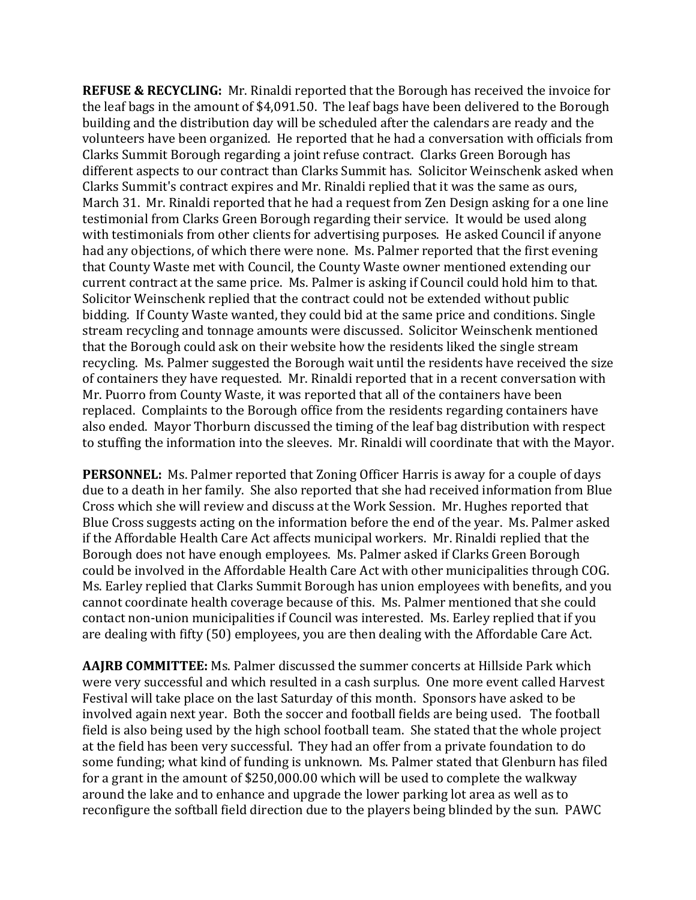**REFUSE & RECYCLING:** Mr. Rinaldi reported that the Borough has received the invoice for the leaf bags in the amount of $4,091.50. The leaf bags have been delivered to the Borough building and the distribution day will be scheduled after the calendars are ready and the volunteers have been organized. He reported that he had a conversation with officials from Clarks Summit Borough regarding a joint refuse contract. Clarks Green Borough has different aspects to our contract than Clarks Summit has. Solicitor Weinschenk asked when Clarks Summit's contract expires and Mr. Rinaldi replied that it was the same as ours, March 31. Mr. Rinaldi reported that he had a request from Zen Design asking for a one line testimonial from Clarks Green Borough regarding their service. It would be used along with testimonials from other clients for advertising purposes. He asked Council if anyone had any objections, of which there were none. Ms. Palmer reported that the first evening that County Waste met with Council, the County Waste owner mentioned extending our current contract at the same price. Ms. Palmer is asking if Council could hold him to that. Solicitor Weinschenk replied that the contract could not be extended without public bidding. If County Waste wanted, they could bid at the same price and conditions. Single stream recycling and tonnage amounts were discussed. Solicitor Weinschenk mentioned that the Borough could ask on their website how the residents liked the single stream recycling. Ms. Palmer suggested the Borough wait until the residents have received the size of containers they have requested. Mr. Rinaldi reported that in a recent conversation with Mr. Puorro from County Waste, it was reported that all of the containers have been replaced. Complaints to the Borough office from the residents regarding containers have also ended. Mayor Thorburn discussed the timing of the leaf bag distribution with respect to stuffing the information into the sleeves. Mr. Rinaldi will coordinate that with the Mayor.

**PERSONNEL:** Ms. Palmer reported that Zoning Officer Harris is away for a couple of days due to a death in her family. She also reported that she had received information from Blue Cross which she will review and discuss at the Work Session. Mr. Hughes reported that Blue Cross suggests acting on the information before the end of the year. Ms. Palmer asked if the Affordable Health Care Act affects municipal workers. Mr. Rinaldi replied that the Borough does not have enough employees. Ms. Palmer asked if Clarks Green Borough could be involved in the Affordable Health Care Act with other municipalities through COG. Ms. Earley replied that Clarks Summit Borough has union employees with benefits, and you cannot coordinate health coverage because of this. Ms. Palmer mentioned that she could contact non-union municipalities if Council was interested. Ms. Earley replied that if you are dealing with fifty (50) employees, you are then dealing with the Affordable Care Act.

**AAJRB COMMITTEE:** Ms. Palmer discussed the summer concerts at Hillside Park which were very successful and which resulted in a cash surplus. One more event called Harvest Festival will take place on the last Saturday of this month. Sponsors have asked to be involved again next year. Both the soccer and football fields are being used. The football field is also being used by the high school football team. She stated that the whole project at the field has been very successful. They had an offer from a private foundation to do some funding; what kind of funding is unknown. Ms. Palmer stated that Glenburn has filed for a grant in the amount of $250,000.00 which will be used to complete the walkway around the lake and to enhance and upgrade the lower parking lot area as well as to reconfigure the softball field direction due to the players being blinded by the sun. PAWC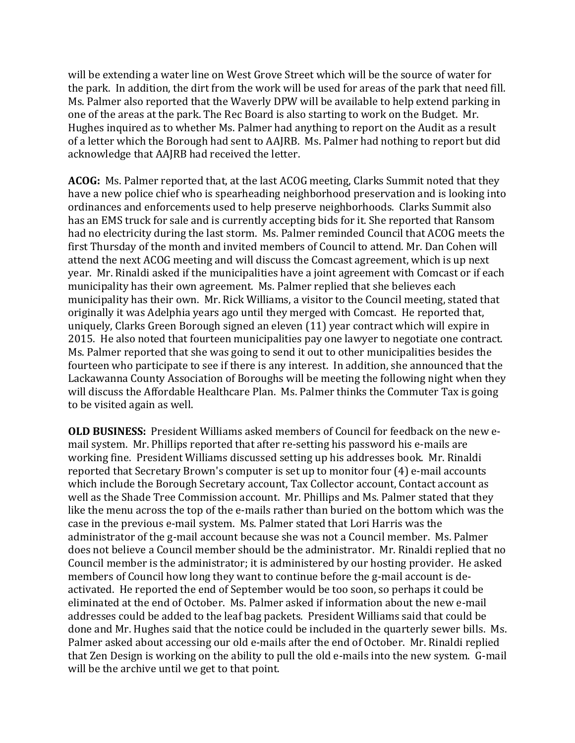will be extending a water line on West Grove Street which will be the source of water for the park. In addition, the dirt from the work will be used for areas of the park that need fill. Ms. Palmer also reported that the Waverly DPW will be available to help extend parking in one of the areas at the park. The Rec Board is also starting to work on the Budget. Mr. Hughes inquired as to whether Ms. Palmer had anything to report on the Audit as a result of a letter which the Borough had sent to AAJRB. Ms. Palmer had nothing to report but did acknowledge that AAJRB had received the letter.

**ACOG:** Ms. Palmer reported that, at the last ACOG meeting, Clarks Summit noted that they have a new police chief who is spearheading neighborhood preservation and is looking into ordinances and enforcements used to help preserve neighborhoods. Clarks Summit also has an EMS truck for sale and is currently accepting bids for it. She reported that Ransom had no electricity during the last storm. Ms. Palmer reminded Council that ACOG meets the first Thursday of the month and invited members of Council to attend. Mr. Dan Cohen will attend the next ACOG meeting and will discuss the Comcast agreement, which is up next year. Mr. Rinaldi asked if the municipalities have a joint agreement with Comcast or if each municipality has their own agreement. Ms. Palmer replied that she believes each municipality has their own. Mr. Rick Williams, a visitor to the Council meeting, stated that originally it was Adelphia years ago until they merged with Comcast. He reported that, uniquely, Clarks Green Borough signed an eleven (11) year contract which will expire in 2015. He also noted that fourteen municipalities pay one lawyer to negotiate one contract. Ms. Palmer reported that she was going to send it out to other municipalities besides the fourteen who participate to see if there is any interest. In addition, she announced that the Lackawanna County Association of Boroughs will be meeting the following night when they will discuss the Affordable Healthcare Plan. Ms. Palmer thinks the Commuter Tax is going to be visited again as well.

**OLD BUSINESS:** President Williams asked members of Council for feedback on the new e-mail system. Mr. Phillips reported that after re-setting his password his e-mails are working fine. President Williams discussed setting up his addresses book. Mr. Rinaldi reported that Secretary Brown's computer is set up to monitor four (4) e-mail accounts which include the Borough Secretary account, Tax Collector account, Contact account as well as the Shade Tree Commission account. Mr. Phillips and Ms. Palmer stated that they like the menu across the top of the e-mails rather than buried on the bottom which was the case in the previous e-mail system. Ms. Palmer stated that Lori Harris was the administrator of the g-mail account because she was not a Council member. Ms. Palmer does not believe a Council member should be the administrator. Mr. Rinaldi replied that no Council member is the administrator; it is administered by our hosting provider. He asked members of Council how long they want to continue before the g-mail account is de-activated. He reported the end of September would be too soon, so perhaps it could be eliminated at the end of October. Ms. Palmer asked if information about the new e-mail addresses could be added to the leaf bag packets. President Williams said that could be done and Mr. Hughes said that the notice could be included in the quarterly sewer bills. Ms. Palmer asked about accessing our old e-mails after the end of October. Mr. Rinaldi replied that Zen Design is working on the ability to pull the old e-mails into the new system. G-mail will be the archive until we get to that point.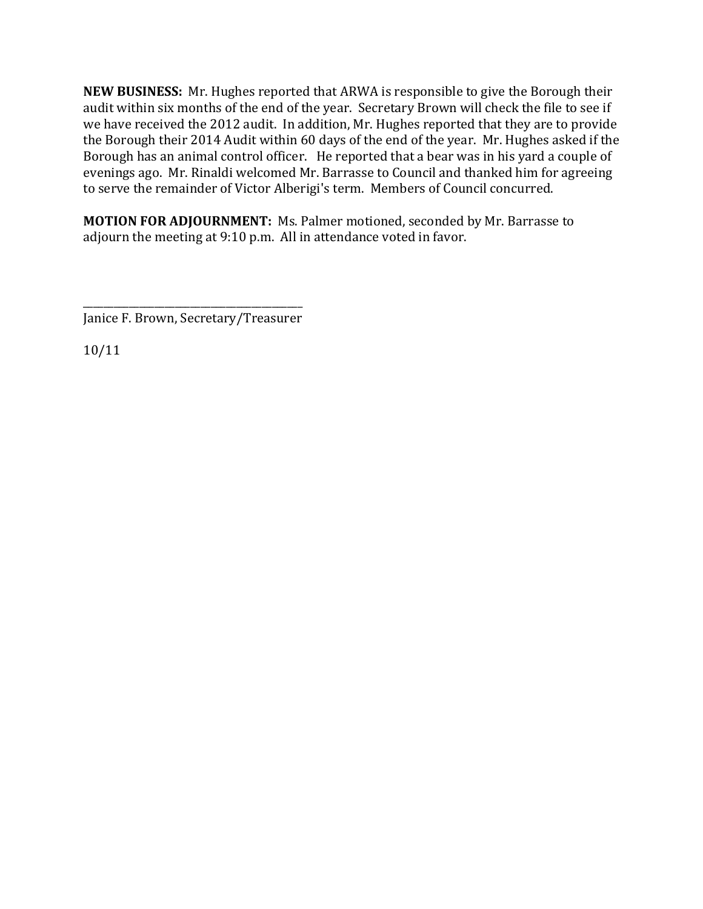**NEW BUSINESS:** Mr. Hughes reported that ARWA is responsible to give the Borough their audit within six months of the end of the year. Secretary Brown will check the file to see if we have received the 2012 audit. In addition, Mr. Hughes reported that they are to provide the Borough their 2014 Audit within 60 days of the end of the year. Mr. Hughes asked if the Borough has an animal control officer. He reported that a bear was in his yard a couple of evenings ago. Mr. Rinaldi welcomed Mr. Barrasse to Council and thanked him for agreeing to serve the remainder of Victor Alberigi's term. Members of Council concurred.

**MOTION FOR ADJOURNMENT:** Ms. Palmer motioned, seconded by Mr. Barrasse to adjourn the meeting at 9:10 p.m. All in attendance voted in favor.

\_\_\_\_\_\_\_\_\_\_\_\_\_\_\_\_\_\_\_\_\_\_\_\_\_\_\_\_\_\_\_\_\_\_\_\_\_\_\_\_
Janice F. Brown, Secretary/Treasurer

10/11